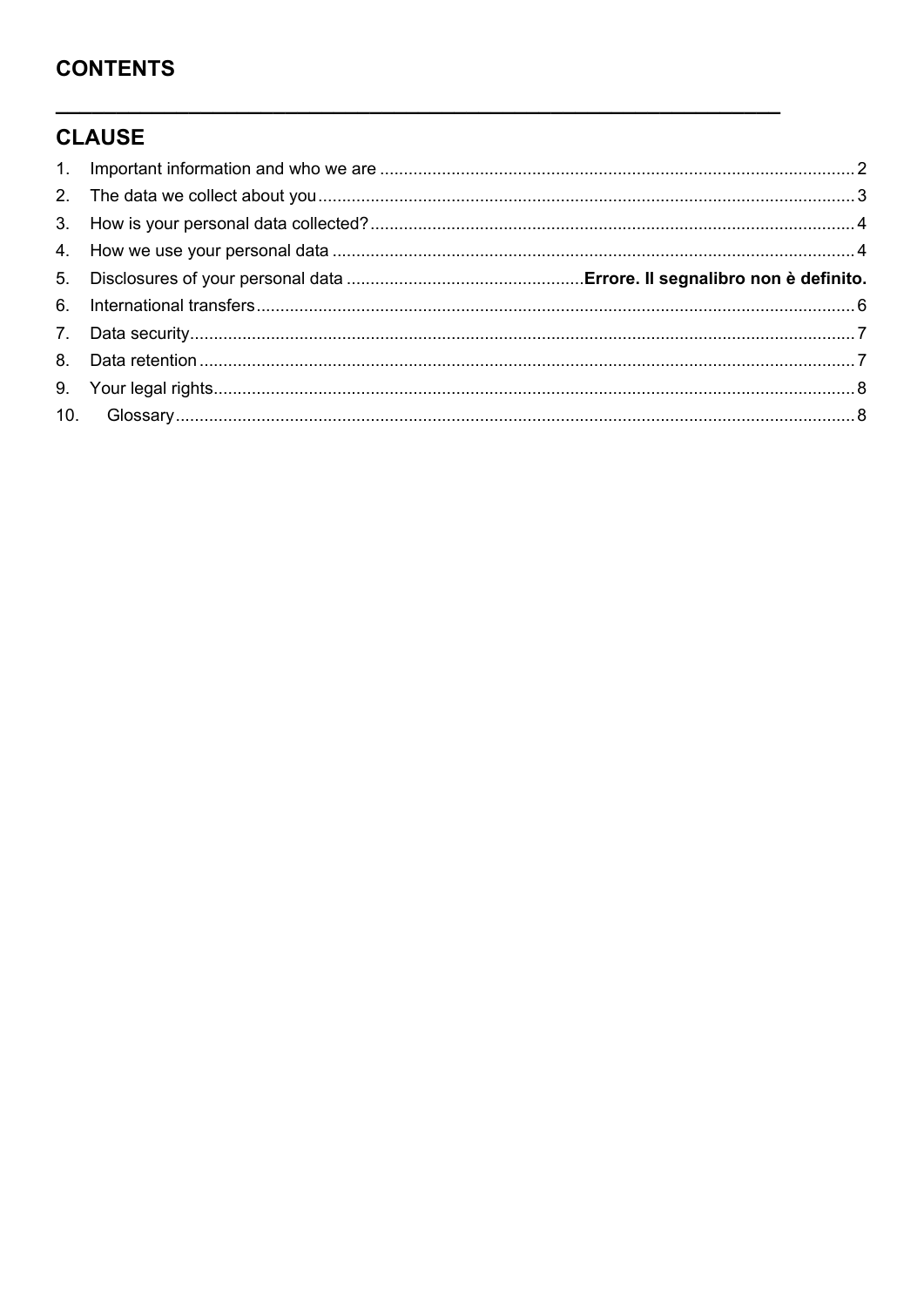## CONTENTS

---

## CLAUSE

1. Important information and who we are ........ 2
2. The data we collect about you ........ 3
3. How is your personal data collected? ........ 4
4. How we use your personal data ........ 4
5. Disclosures of your personal data ........ **Errore. Il segnalibro non è definito.**
6. International transfers ........ 6
7. Data security ........ 7
8. Data retention ........ 7
9. Your legal rights ........ 8
10. Glossary ........ 8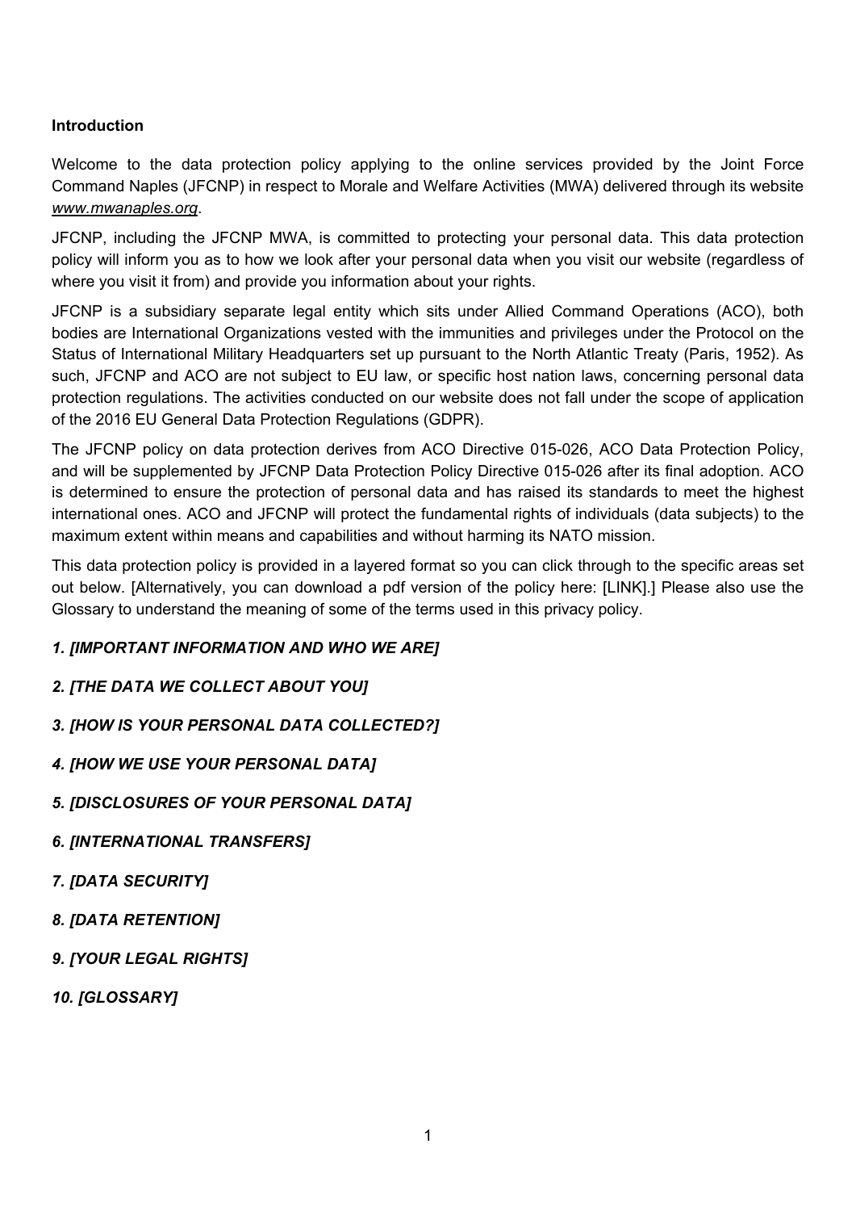## Introduction

Welcome to the data protection policy applying to the online services provided by the Joint Force Command Naples (JFCNP) in respect to Morale and Welfare Activities (MWA) delivered through its website *www.mwanaples.org*.

JFCNP, including the JFCNP MWA, is committed to protecting your personal data. This data protection policy will inform you as to how we look after your personal data when you visit our website (regardless of where you visit it from) and provide you information about your rights.

JFCNP is a subsidiary separate legal entity which sits under Allied Command Operations (ACO), both bodies are International Organizations vested with the immunities and privileges under the Protocol on the Status of International Military Headquarters set up pursuant to the North Atlantic Treaty (Paris, 1952). As such, JFCNP and ACO are not subject to EU law, or specific host nation laws, concerning personal data protection regulations. The activities conducted on our website does not fall under the scope of application of the 2016 EU General Data Protection Regulations (GDPR).

The JFCNP policy on data protection derives from ACO Directive 015-026, ACO Data Protection Policy, and will be supplemented by JFCNP Data Protection Policy Directive 015-026 after its final adoption. ACO is determined to ensure the protection of personal data and has raised its standards to meet the highest international ones. ACO and JFCNP will protect the fundamental rights of individuals (data subjects) to the maximum extent within means and capabilities and without harming its NATO mission.

This data protection policy is provided in a layered format so you can click through to the specific areas set out below. [Alternatively, you can download a pdf version of the policy here: [LINK].] Please also use the Glossary to understand the meaning of some of the terms used in this privacy policy.

***1. [IMPORTANT INFORMATION AND WHO WE ARE]***

***2. [THE DATA WE COLLECT ABOUT YOU]***

***3. [HOW IS YOUR PERSONAL DATA COLLECTED?]***

***4. [HOW WE USE YOUR PERSONAL DATA]***

***5. [DISCLOSURES OF YOUR PERSONAL DATA]***

***6. [INTERNATIONAL TRANSFERS]***

***7. [DATA SECURITY]***

***8. [DATA RETENTION]***

***9. [YOUR LEGAL RIGHTS]***

***10. [GLOSSARY]***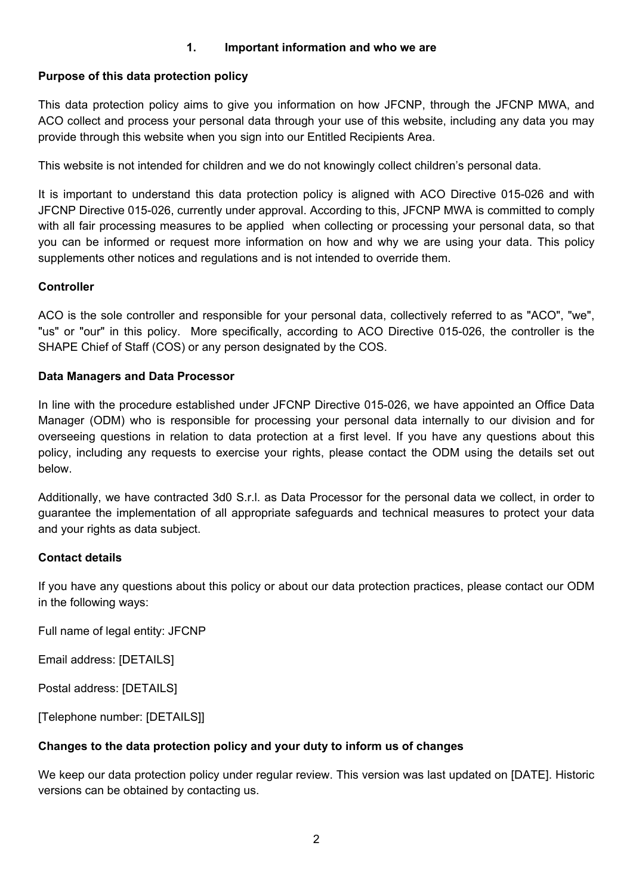## 1. Important information and who we are

**Purpose of this data protection policy**

This data protection policy aims to give you information on how JFCNP, through the JFCNP MWA, and ACO collect and process your personal data through your use of this website, including any data you may provide through this website when you sign into our Entitled Recipients Area.

This website is not intended for children and we do not knowingly collect children's personal data.

It is important to understand this data protection policy is aligned with ACO Directive 015-026 and with JFCNP Directive 015-026, currently under approval. According to this, JFCNP MWA is committed to comply with all fair processing measures to be applied when collecting or processing your personal data, so that you can be informed or request more information on how and why we are using your data. This policy supplements other notices and regulations and is not intended to override them.

**Controller**

ACO is the sole controller and responsible for your personal data, collectively referred to as "ACO", "we", "us" or "our" in this policy. More specifically, according to ACO Directive 015-026, the controller is the SHAPE Chief of Staff (COS) or any person designated by the COS.

**Data Managers and Data Processor**

In line with the procedure established under JFCNP Directive 015-026, we have appointed an Office Data Manager (ODM) who is responsible for processing your personal data internally to our division and for overseeing questions in relation to data protection at a first level. If you have any questions about this policy, including any requests to exercise your rights, please contact the ODM using the details set out below.

Additionally, we have contracted 3d0 S.r.l. as Data Processor for the personal data we collect, in order to guarantee the implementation of all appropriate safeguards and technical measures to protect your data and your rights as data subject.

**Contact details**

If you have any questions about this policy or about our data protection practices, please contact our ODM in the following ways:

Full name of legal entity: JFCNP

Email address: [DETAILS]

Postal address: [DETAILS]

[Telephone number: [DETAILS]]

**Changes to the data protection policy and your duty to inform us of changes**

We keep our data protection policy under regular review. This version was last updated on [DATE]. Historic versions can be obtained by contacting us.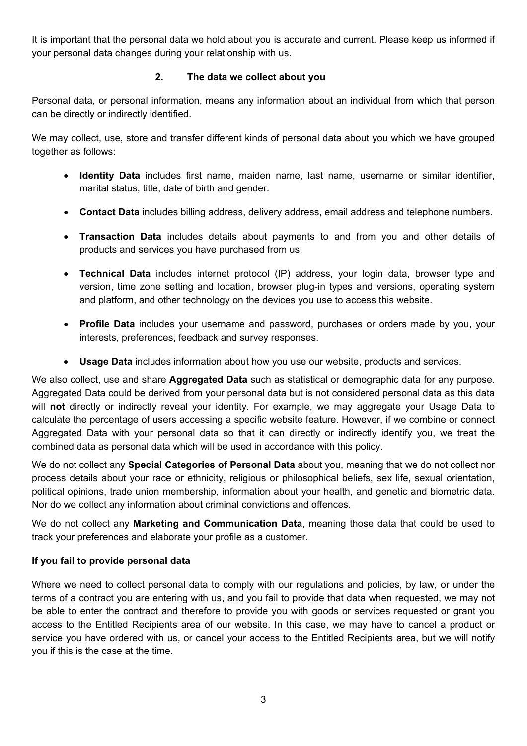It is important that the personal data we hold about you is accurate and current. Please keep us informed if your personal data changes during your relationship with us.

## 2. The data we collect about you

Personal data, or personal information, means any information about an individual from which that person can be directly or indirectly identified.

We may collect, use, store and transfer different kinds of personal data about you which we have grouped together as follows:

- **Identity Data** includes first name, maiden name, last name, username or similar identifier, marital status, title, date of birth and gender.
- **Contact Data** includes billing address, delivery address, email address and telephone numbers.
- **Transaction Data** includes details about payments to and from you and other details of products and services you have purchased from us.
- **Technical Data** includes internet protocol (IP) address, your login data, browser type and version, time zone setting and location, browser plug-in types and versions, operating system and platform, and other technology on the devices you use to access this website.
- **Profile Data** includes your username and password, purchases or orders made by you, your interests, preferences, feedback and survey responses.
- **Usage Data** includes information about how you use our website, products and services.

We also collect, use and share **Aggregated Data** such as statistical or demographic data for any purpose. Aggregated Data could be derived from your personal data but is not considered personal data as this data will **not** directly or indirectly reveal your identity. For example, we may aggregate your Usage Data to calculate the percentage of users accessing a specific website feature. However, if we combine or connect Aggregated Data with your personal data so that it can directly or indirectly identify you, we treat the combined data as personal data which will be used in accordance with this policy.

We do not collect any **Special Categories of Personal Data** about you, meaning that we do not collect nor process details about your race or ethnicity, religious or philosophical beliefs, sex life, sexual orientation, political opinions, trade union membership, information about your health, and genetic and biometric data. Nor do we collect any information about criminal convictions and offences.

We do not collect any **Marketing and Communication Data**, meaning those data that could be used to track your preferences and elaborate your profile as a customer.

**If you fail to provide personal data**

Where we need to collect personal data to comply with our regulations and policies, by law, or under the terms of a contract you are entering with us, and you fail to provide that data when requested, we may not be able to enter the contract and therefore to provide you with goods or services requested or grant you access to the Entitled Recipients area of our website. In this case, we may have to cancel a product or service you have ordered with us, or cancel your access to the Entitled Recipients area, but we will notify you if this is the case at the time.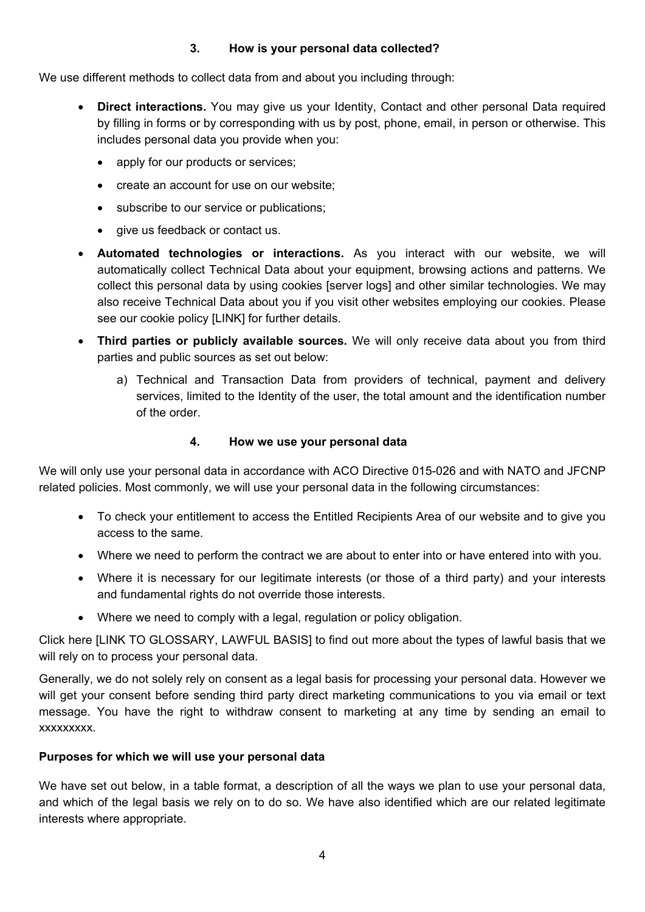## 3. How is your personal data collected?

We use different methods to collect data from and about you including through:

- **Direct interactions.** You may give us your Identity, Contact and other personal Data required by filling in forms or by corresponding with us by post, phone, email, in person or otherwise. This includes personal data you provide when you:
  - apply for our products or services;
  - create an account for use on our website;
  - subscribe to our service or publications;
  - give us feedback or contact us.
- **Automated technologies or interactions.** As you interact with our website, we will automatically collect Technical Data about your equipment, browsing actions and patterns. We collect this personal data by using cookies [server logs] and other similar technologies. We may also receive Technical Data about you if you visit other websites employing our cookies. Please see our cookie policy [LINK] for further details.
- **Third parties or publicly available sources.** We will only receive data about you from third parties and public sources as set out below:
  a) Technical and Transaction Data from providers of technical, payment and delivery services, limited to the Identity of the user, the total amount and the identification number of the order.

## 4. How we use your personal data

We will only use your personal data in accordance with ACO Directive 015-026 and with NATO and JFCNP related policies. Most commonly, we will use your personal data in the following circumstances:

- To check your entitlement to access the Entitled Recipients Area of our website and to give you access to the same.
- Where we need to perform the contract we are about to enter into or have entered into with you.
- Where it is necessary for our legitimate interests (or those of a third party) and your interests and fundamental rights do not override those interests.
- Where we need to comply with a legal, regulation or policy obligation.

Click here [LINK TO GLOSSARY, LAWFUL BASIS] to find out more about the types of lawful basis that we will rely on to process your personal data.

Generally, we do not solely rely on consent as a legal basis for processing your personal data. However we will get your consent before sending third party direct marketing communications to you via email or text message. You have the right to withdraw consent to marketing at any time by sending an email to xxxxxxxxx.

**Purposes for which we will use your personal data**

We have set out below, in a table format, a description of all the ways we plan to use your personal data, and which of the legal basis we rely on to do so. We have also identified which are our related legitimate interests where appropriate.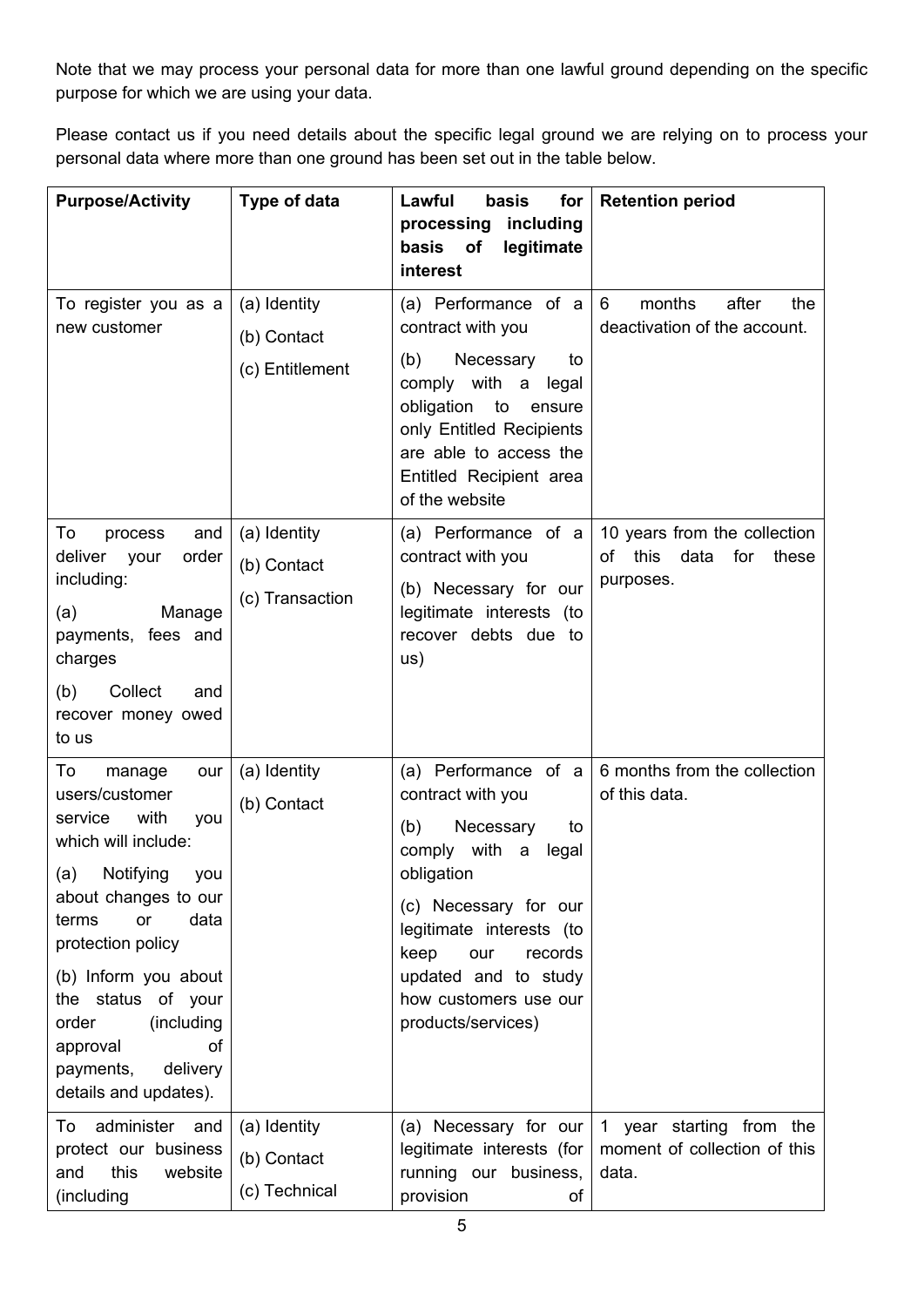Note that we may process your personal data for more than one lawful ground depending on the specific purpose for which we are using your data.

Please contact us if you need details about the specific legal ground we are relying on to process your personal data where more than one ground has been set out in the table below.

| **Purpose/Activity** | **Type of data** | **Lawful basis for processing including basis of legitimate interest** | **Retention period** |
|---|---|---|---|
| To register you as a new customer | (a) Identity<br>(b) Contact<br>(c) Entitlement | (a) Performance of a contract with you<br>(b) Necessary to comply with a legal obligation to ensure only Entitled Recipients are able to access the Entitled Recipient area of the website | 6 months after the deactivation of the account. |
| To process and deliver your order including:<br>(a) Manage payments, fees and charges<br>(b) Collect and recover money owed to us | (a) Identity<br>(b) Contact<br>(c) Transaction | (a) Performance of a contract with you<br>(b) Necessary for our legitimate interests (to recover debts due to us) | 10 years from the collection of this data for these purposes. |
| To manage our users/customer service with you which will include:<br>(a) Notifying you about changes to our terms or data protection policy<br>(b) Inform you about the status of your order (including approval of payments, delivery details and updates). | (a) Identity<br>(b) Contact | (a) Performance of a contract with you<br>(b) Necessary to comply with a legal obligation<br>(c) Necessary for our legitimate interests (to keep our records updated and to study how customers use our products/services) | 6 months from the collection of this data. |
| To administer and protect our business and this website (including | (a) Identity<br>(b) Contact<br>(c) Technical | (a) Necessary for our legitimate interests (for running our business, provision of | 1 year starting from the moment of collection of this data. |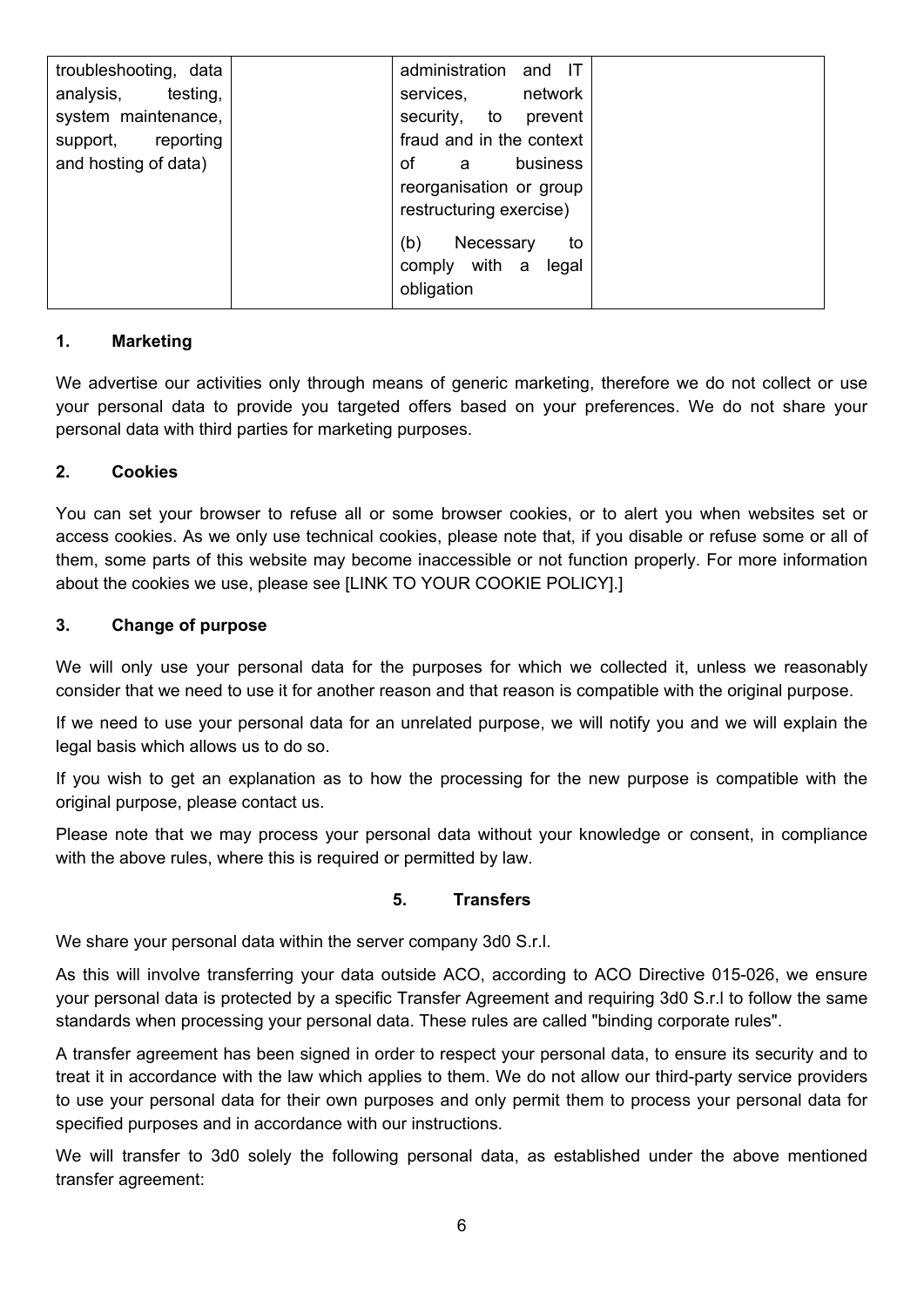| | | | |
|---|---|---|---|
| troubleshooting, data analysis, testing, system maintenance, support, reporting and hosting of data) | | administration and IT services, network security, to prevent fraud and in the context of a business reorganisation or group restructuring exercise)<br><br>(b) Necessary to comply with a legal obligation | |

**1. Marketing**

We advertise our activities only through means of generic marketing, therefore we do not collect or use your personal data to provide you targeted offers based on your preferences. We do not share your personal data with third parties for marketing purposes.

**2. Cookies**

You can set your browser to refuse all or some browser cookies, or to alert you when websites set or access cookies. As we only use technical cookies, please note that, if you disable or refuse some or all of them, some parts of this website may become inaccessible or not function properly. For more information about the cookies we use, please see [LINK TO YOUR COOKIE POLICY].]

**3. Change of purpose**

We will only use your personal data for the purposes for which we collected it, unless we reasonably consider that we need to use it for another reason and that reason is compatible with the original purpose.

If we need to use your personal data for an unrelated purpose, we will notify you and we will explain the legal basis which allows us to do so.

If you wish to get an explanation as to how the processing for the new purpose is compatible with the original purpose, please contact us.

Please note that we may process your personal data without your knowledge or consent, in compliance with the above rules, where this is required or permitted by law.

## 5. Transfers

We share your personal data within the server company 3d0 S.r.l.

As this will involve transferring your data outside ACO, according to ACO Directive 015-026, we ensure your personal data is protected by a specific Transfer Agreement and requiring 3d0 S.r.l to follow the same standards when processing your personal data. These rules are called "binding corporate rules".

A transfer agreement has been signed in order to respect your personal data, to ensure its security and to treat it in accordance with the law which applies to them. We do not allow our third-party service providers to use your personal data for their own purposes and only permit them to process your personal data for specified purposes and in accordance with our instructions.

We will transfer to 3d0 solely the following personal data, as established under the above mentioned transfer agreement: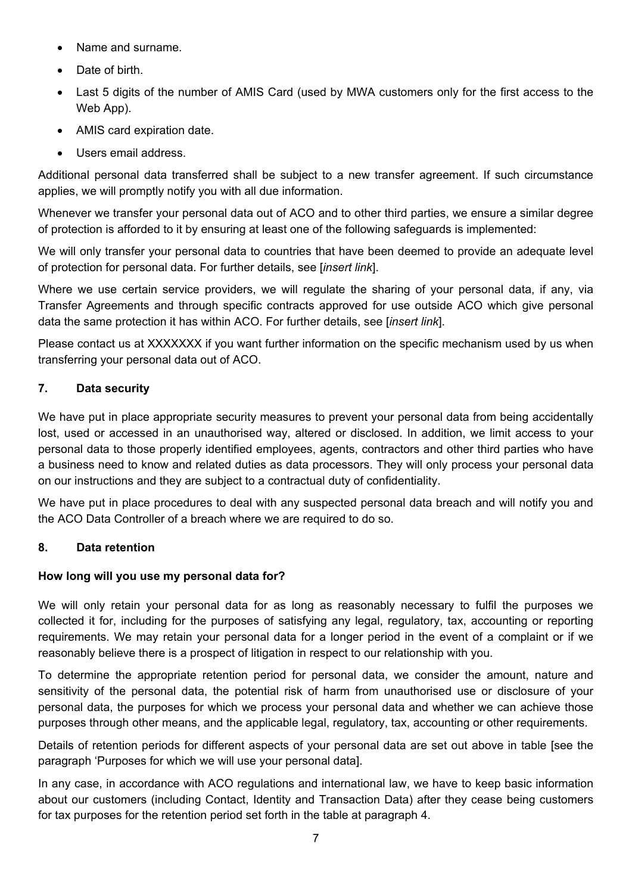- Name and surname.
- Date of birth.
- Last 5 digits of the number of AMIS Card (used by MWA customers only for the first access to the Web App).
- AMIS card expiration date.
- Users email address.

Additional personal data transferred shall be subject to a new transfer agreement. If such circumstance applies, we will promptly notify you with all due information.

Whenever we transfer your personal data out of ACO and to other third parties, we ensure a similar degree of protection is afforded to it by ensuring at least one of the following safeguards is implemented:

We will only transfer your personal data to countries that have been deemed to provide an adequate level of protection for personal data. For further details, see [*insert link*].

Where we use certain service providers, we will regulate the sharing of your personal data, if any, via Transfer Agreements and through specific contracts approved for use outside ACO which give personal data the same protection it has within ACO. For further details, see [*insert link*].

Please contact us at XXXXXXX if you want further information on the specific mechanism used by us when transferring your personal data out of ACO.

## 7. Data security

We have put in place appropriate security measures to prevent your personal data from being accidentally lost, used or accessed in an unauthorised way, altered or disclosed. In addition, we limit access to your personal data to those properly identified employees, agents, contractors and other third parties who have a business need to know and related duties as data processors. They will only process your personal data on our instructions and they are subject to a contractual duty of confidentiality.

We have put in place procedures to deal with any suspected personal data breach and will notify you and the ACO Data Controller of a breach where we are required to do so.

## 8. Data retention

**How long will you use my personal data for?**

We will only retain your personal data for as long as reasonably necessary to fulfil the purposes we collected it for, including for the purposes of satisfying any legal, regulatory, tax, accounting or reporting requirements. We may retain your personal data for a longer period in the event of a complaint or if we reasonably believe there is a prospect of litigation in respect to our relationship with you.

To determine the appropriate retention period for personal data, we consider the amount, nature and sensitivity of the personal data, the potential risk of harm from unauthorised use or disclosure of your personal data, the purposes for which we process your personal data and whether we can achieve those purposes through other means, and the applicable legal, regulatory, tax, accounting or other requirements.

Details of retention periods for different aspects of your personal data are set out above in table [see the paragraph 'Purposes for which we will use your personal data].

In any case, in accordance with ACO regulations and international law, we have to keep basic information about our customers (including Contact, Identity and Transaction Data) after they cease being customers for tax purposes for the retention period set forth in the table at paragraph 4.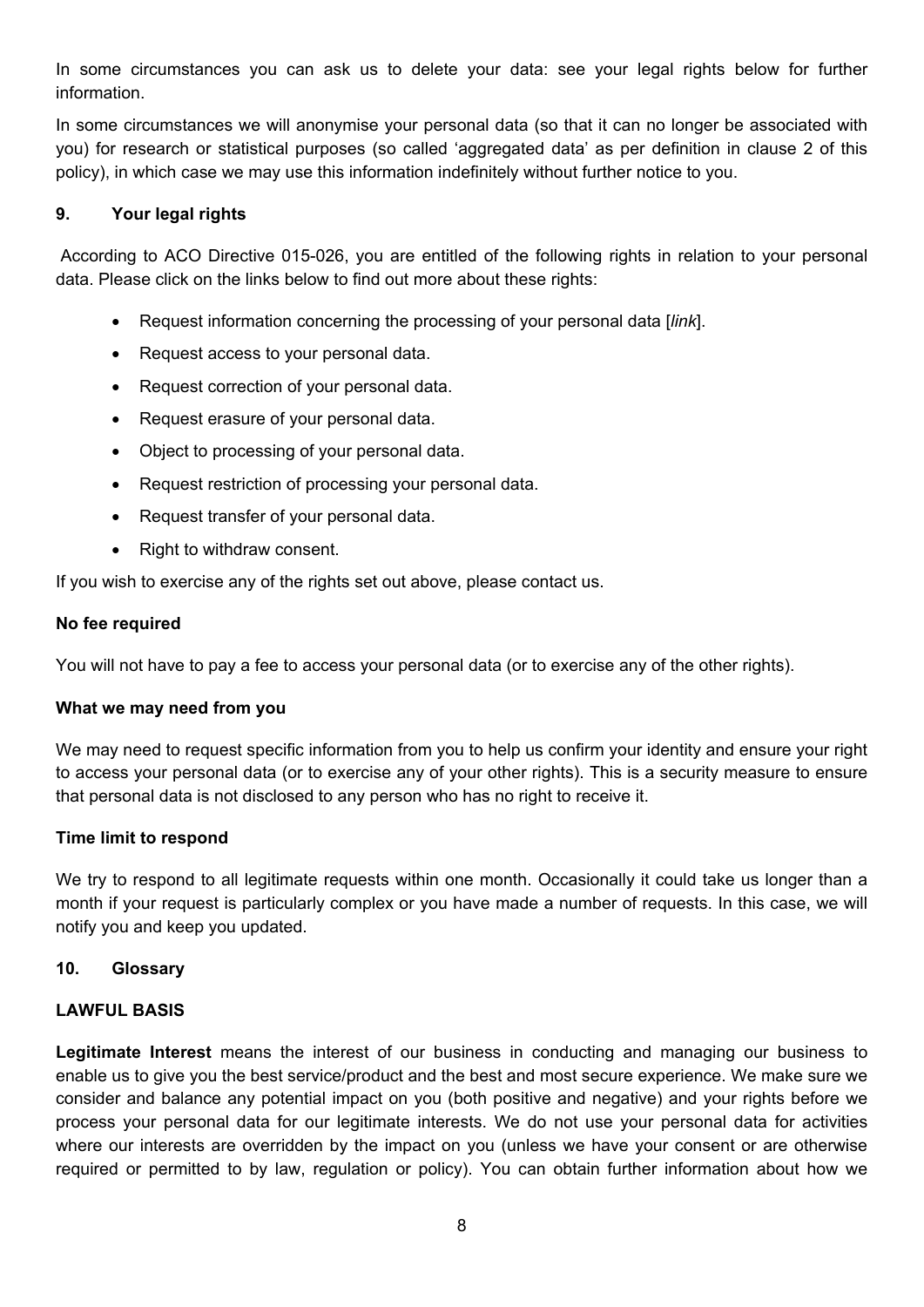In some circumstances you can ask us to delete your data: see your legal rights below for further information.

In some circumstances we will anonymise your personal data (so that it can no longer be associated with you) for research or statistical purposes (so called 'aggregated data' as per definition in clause 2 of this policy), in which case we may use this information indefinitely without further notice to you.

## 9. Your legal rights

According to ACO Directive 015-026, you are entitled of the following rights in relation to your personal data. Please click on the links below to find out more about these rights:

- Request information concerning the processing of your personal data [*link*].
- Request access to your personal data.
- Request correction of your personal data.
- Request erasure of your personal data.
- Object to processing of your personal data.
- Request restriction of processing your personal data.
- Request transfer of your personal data.
- Right to withdraw consent.

If you wish to exercise any of the rights set out above, please contact us.

**No fee required**

You will not have to pay a fee to access your personal data (or to exercise any of the other rights).

**What we may need from you**

We may need to request specific information from you to help us confirm your identity and ensure your right to access your personal data (or to exercise any of your other rights). This is a security measure to ensure that personal data is not disclosed to any person who has no right to receive it.

**Time limit to respond**

We try to respond to all legitimate requests within one month. Occasionally it could take us longer than a month if your request is particularly complex or you have made a number of requests. In this case, we will notify you and keep you updated.

## 10. Glossary

**LAWFUL BASIS**

**Legitimate Interest** means the interest of our business in conducting and managing our business to enable us to give you the best service/product and the best and most secure experience. We make sure we consider and balance any potential impact on you (both positive and negative) and your rights before we process your personal data for our legitimate interests. We do not use your personal data for activities where our interests are overridden by the impact on you (unless we have your consent or are otherwise required or permitted to by law, regulation or policy). You can obtain further information about how we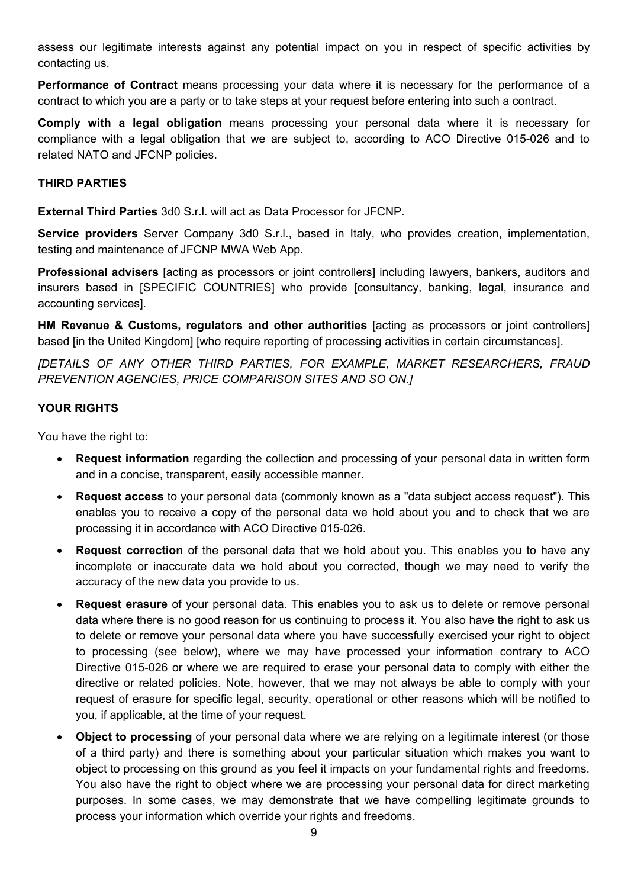assess our legitimate interests against any potential impact on you in respect of specific activities by contacting us.

**Performance of Contract** means processing your data where it is necessary for the performance of a contract to which you are a party or to take steps at your request before entering into such a contract.

**Comply with a legal obligation** means processing your personal data where it is necessary for compliance with a legal obligation that we are subject to, according to ACO Directive 015-026 and to related NATO and JFCNP policies.

**THIRD PARTIES**

**External Third Parties** 3d0 S.r.l. will act as Data Processor for JFCNP.

**Service providers** Server Company 3d0 S.r.l., based in Italy, who provides creation, implementation, testing and maintenance of JFCNP MWA Web App.

**Professional advisers** [acting as processors or joint controllers] including lawyers, bankers, auditors and insurers based in [SPECIFIC COUNTRIES] who provide [consultancy, banking, legal, insurance and accounting services].

**HM Revenue & Customs, regulators and other authorities** [acting as processors or joint controllers] based [in the United Kingdom] [who require reporting of processing activities in certain circumstances].

*[DETAILS OF ANY OTHER THIRD PARTIES, FOR EXAMPLE, MARKET RESEARCHERS, FRAUD PREVENTION AGENCIES, PRICE COMPARISON SITES AND SO ON.]*

**YOUR RIGHTS**

You have the right to:

- **Request information** regarding the collection and processing of your personal data in written form and in a concise, transparent, easily accessible manner.
- **Request access** to your personal data (commonly known as a "data subject access request"). This enables you to receive a copy of the personal data we hold about you and to check that we are processing it in accordance with ACO Directive 015-026.
- **Request correction** of the personal data that we hold about you. This enables you to have any incomplete or inaccurate data we hold about you corrected, though we may need to verify the accuracy of the new data you provide to us.
- **Request erasure** of your personal data. This enables you to ask us to delete or remove personal data where there is no good reason for us continuing to process it. You also have the right to ask us to delete or remove your personal data where you have successfully exercised your right to object to processing (see below), where we may have processed your information contrary to ACO Directive 015-026 or where we are required to erase your personal data to comply with either the directive or related policies. Note, however, that we may not always be able to comply with your request of erasure for specific legal, security, operational or other reasons which will be notified to you, if applicable, at the time of your request.
- **Object to processing** of your personal data where we are relying on a legitimate interest (or those of a third party) and there is something about your particular situation which makes you want to object to processing on this ground as you feel it impacts on your fundamental rights and freedoms. You also have the right to object where we are processing your personal data for direct marketing purposes. In some cases, we may demonstrate that we have compelling legitimate grounds to process your information which override your rights and freedoms.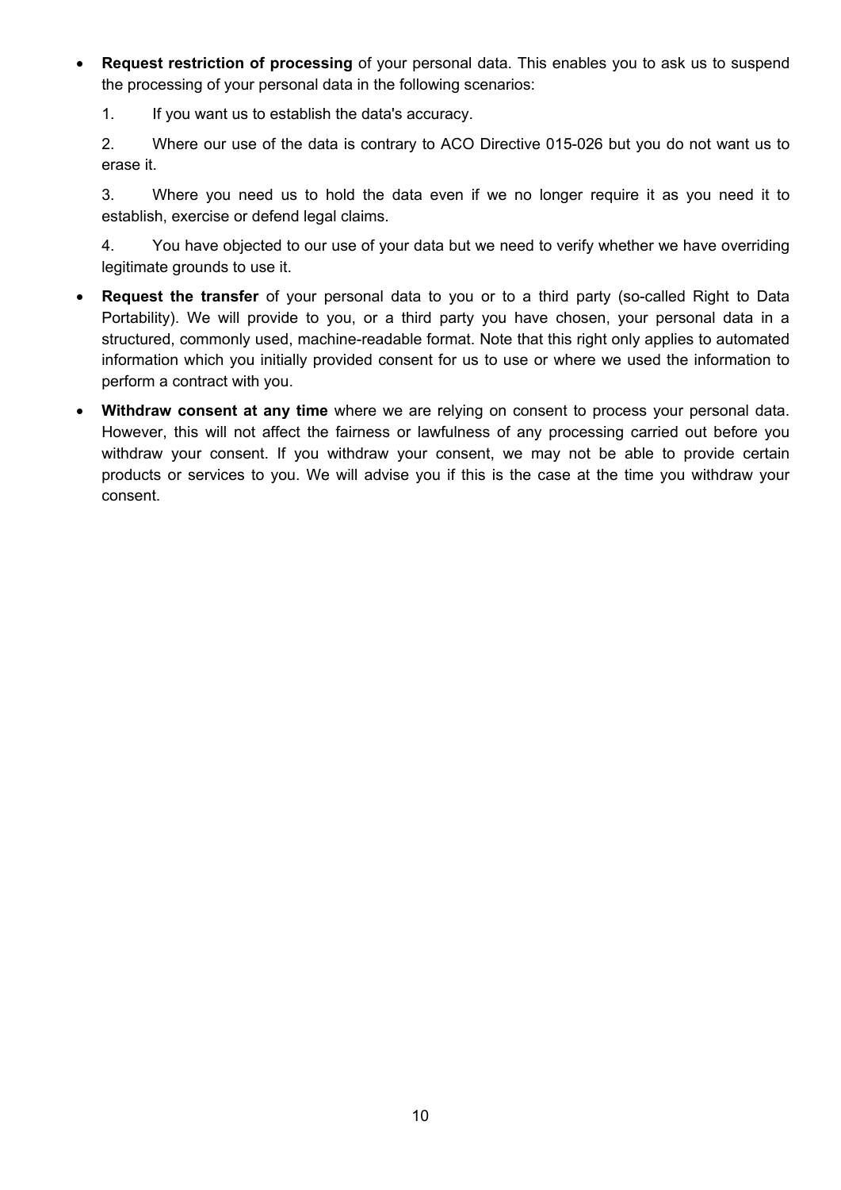- **Request restriction of processing** of your personal data. This enables you to ask us to suspend the processing of your personal data in the following scenarios:

  1. If you want us to establish the data's accuracy.

  2. Where our use of the data is contrary to ACO Directive 015-026 but you do not want us to erase it.

  3. Where you need us to hold the data even if we no longer require it as you need it to establish, exercise or defend legal claims.

  4. You have objected to our use of your data but we need to verify whether we have overriding legitimate grounds to use it.

- **Request the transfer** of your personal data to you or to a third party (so-called Right to Data Portability). We will provide to you, or a third party you have chosen, your personal data in a structured, commonly used, machine-readable format. Note that this right only applies to automated information which you initially provided consent for us to use or where we used the information to perform a contract with you.

- **Withdraw consent at any time** where we are relying on consent to process your personal data. However, this will not affect the fairness or lawfulness of any processing carried out before you withdraw your consent. If you withdraw your consent, we may not be able to provide certain products or services to you. We will advise you if this is the case at the time you withdraw your consent.